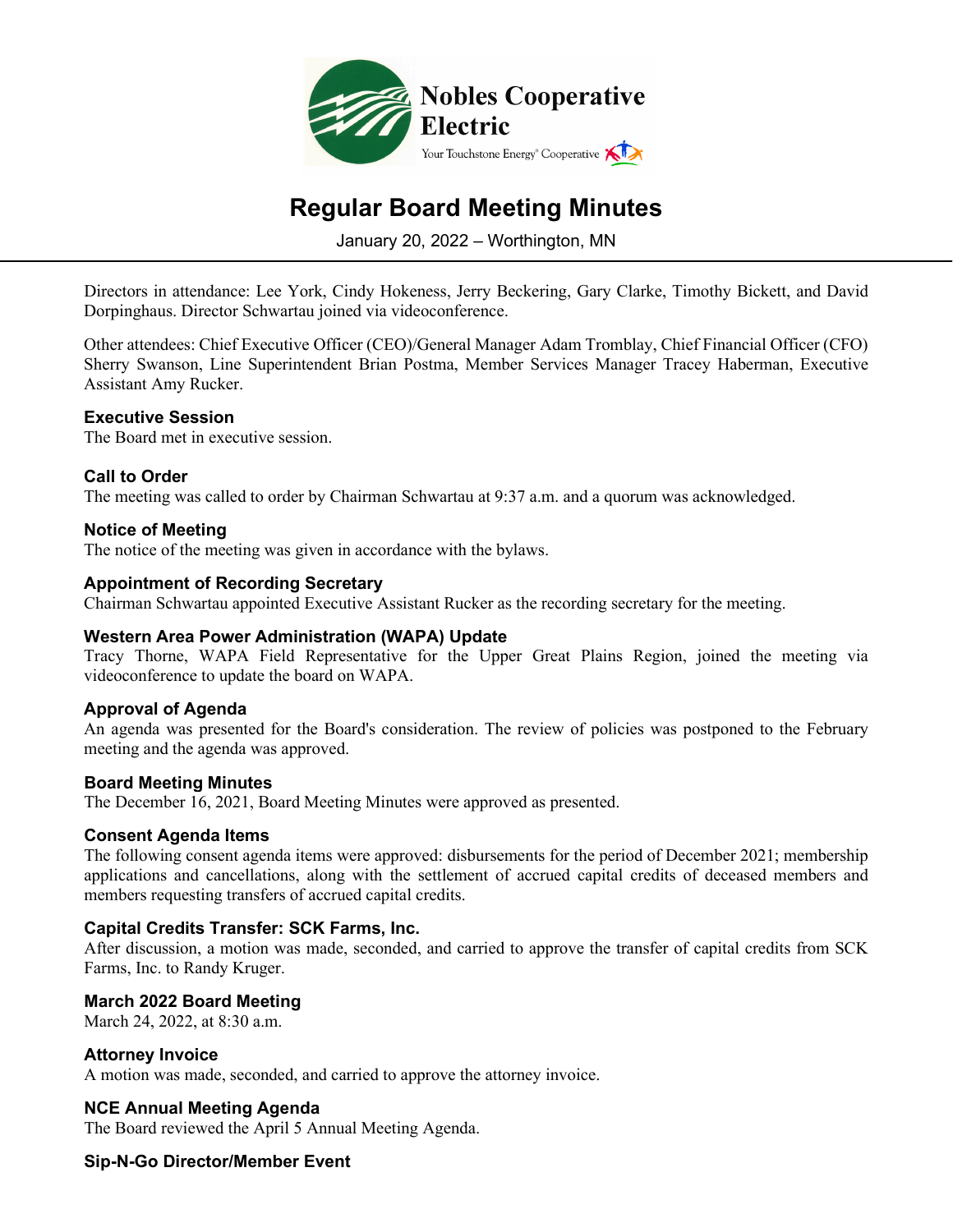Nobles Cooperative Electric

Your Touchstone Energy® Cooperative

# Regular Board Meeting Minutes

January 20, 2022 – Worthington, MN

Directors in attendance: Lee York, Cindy Hokeness, Jerry Beckering, Gary Clarke, Timothy Bickett, and David Dorpinghaus. Director Schwartau joined via videoconference.

Other attendees: Chief Executive Officer (CEO)/General Manager Adam Tromblay, Chief Financial Officer (CFO) Sherry Swanson, Line Superintendent Brian Postma, Member Services Manager Tracey Haberman, Executive Assistant Amy Rucker.

### Executive Session

The Board met in executive session.

### Call to Order

The meeting was called to order by Chairman Schwartau at 9:37 a.m. and a quorum was acknowledged.

### Notice of Meeting

The notice of the meeting was given in accordance with the bylaws.

### Appointment of Recording Secretary

Chairman Schwartau appointed Executive Assistant Rucker as the recording secretary for the meeting.

### Western Area Power Administration (WAPA) Update

Tracy Thorne, WAPA Field Representative for the Upper Great Plains Region, joined the meeting via videoconference to update the board on WAPA.

### Approval of Agenda

An agenda was presented for the Board's consideration. The review of policies was postponed to the February meeting and the agenda was approved.

### Board Meeting Minutes

The December 16, 2021, Board Meeting Minutes were approved as presented.

### Consent Agenda Items

The following consent agenda items were approved: disbursements for the period of December 2021; membership applications and cancellations, along with the settlement of accrued capital credits of deceased members and members requesting transfers of accrued capital credits.

### Capital Credits Transfer: SCK Farms, Inc.

After discussion, a motion was made, seconded, and carried to approve the transfer of capital credits from SCK Farms, Inc. to Randy Kruger.

### March 2022 Board Meeting

March 24, 2022, at 8:30 a.m.

### Attorney Invoice

A motion was made, seconded, and carried to approve the attorney invoice.

### NCE Annual Meeting Agenda

The Board reviewed the April 5 Annual Meeting Agenda.

### Sip-N-Go Director/Member Event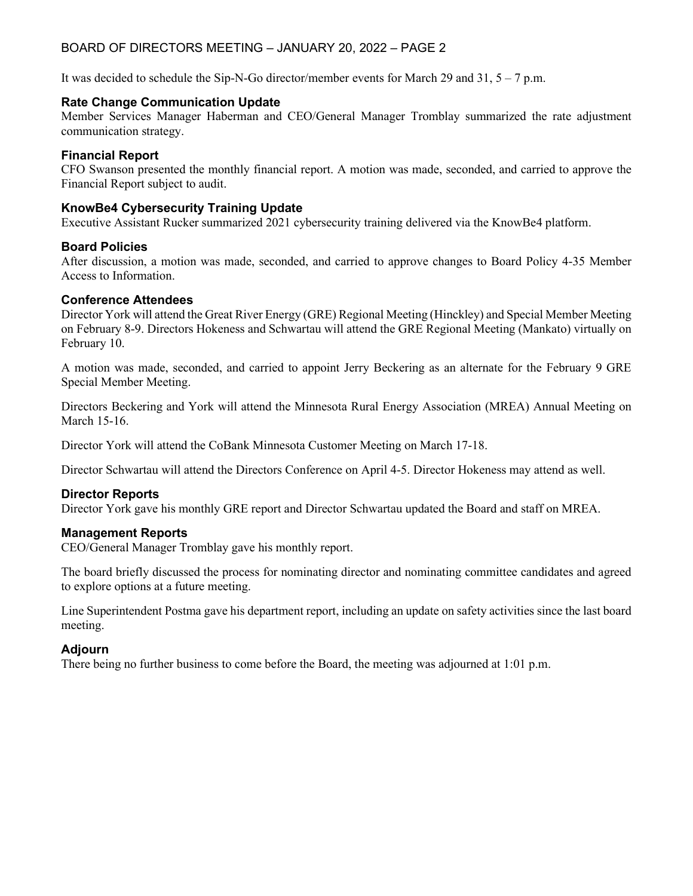It was decided to schedule the Sip-N-Go director/member events for March 29 and 31, 5 – 7 p.m.

### Rate Change Communication Update

Member Services Manager Haberman and CEO/General Manager Tromblay summarized the rate adjustment communication strategy.

### Financial Report

CFO Swanson presented the monthly financial report. A motion was made, seconded, and carried to approve the Financial Report subject to audit.

### KnowBe4 Cybersecurity Training Update

Executive Assistant Rucker summarized 2021 cybersecurity training delivered via the KnowBe4 platform.

### Board Policies

After discussion, a motion was made, seconded, and carried to approve changes to Board Policy 4-35 Member Access to Information.

### Conference Attendees

Director York will attend the Great River Energy (GRE) Regional Meeting (Hinckley) and Special Member Meeting on February 8-9. Directors Hokeness and Schwartau will attend the GRE Regional Meeting (Mankato) virtually on February 10.

A motion was made, seconded, and carried to appoint Jerry Beckering as an alternate for the February 9 GRE Special Member Meeting.

Directors Beckering and York will attend the Minnesota Rural Energy Association (MREA) Annual Meeting on March 15-16.

Director York will attend the CoBank Minnesota Customer Meeting on March 17-18.

Director Schwartau will attend the Directors Conference on April 4-5. Director Hokeness may attend as well.

### Director Reports

Director York gave his monthly GRE report and Director Schwartau updated the Board and staff on MREA.

### Management Reports

CEO/General Manager Tromblay gave his monthly report.

The board briefly discussed the process for nominating director and nominating committee candidates and agreed to explore options at a future meeting.

Line Superintendent Postma gave his department report, including an update on safety activities since the last board meeting.

### Adjourn

There being no further business to come before the Board, the meeting was adjourned at 1:01 p.m.